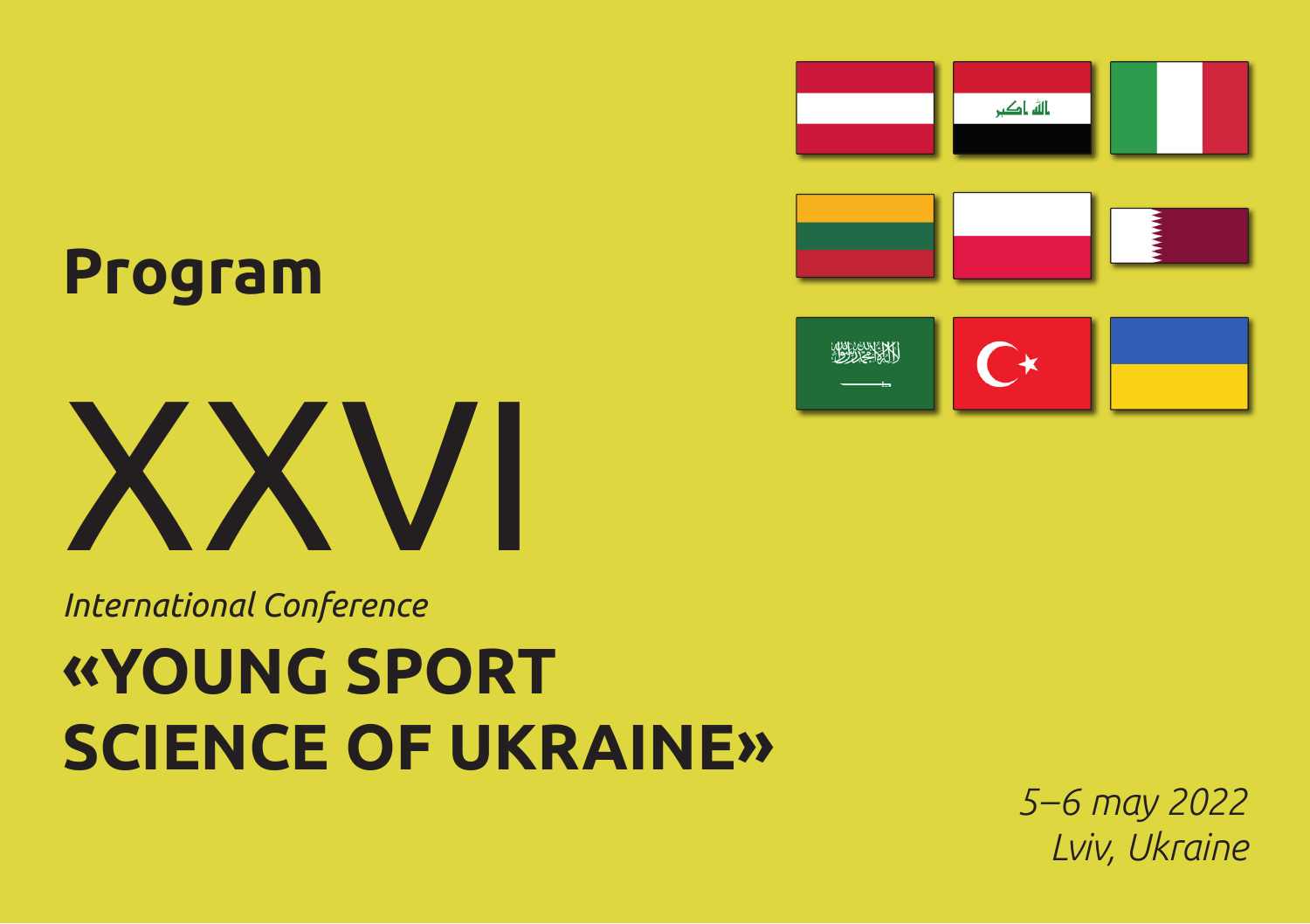# Program

# XXVI

*International Conference*

## «YOUNG SPORT SCIENCE OF UKRAINE»

*5–6 may 2022*
*Lviv, Ukraine*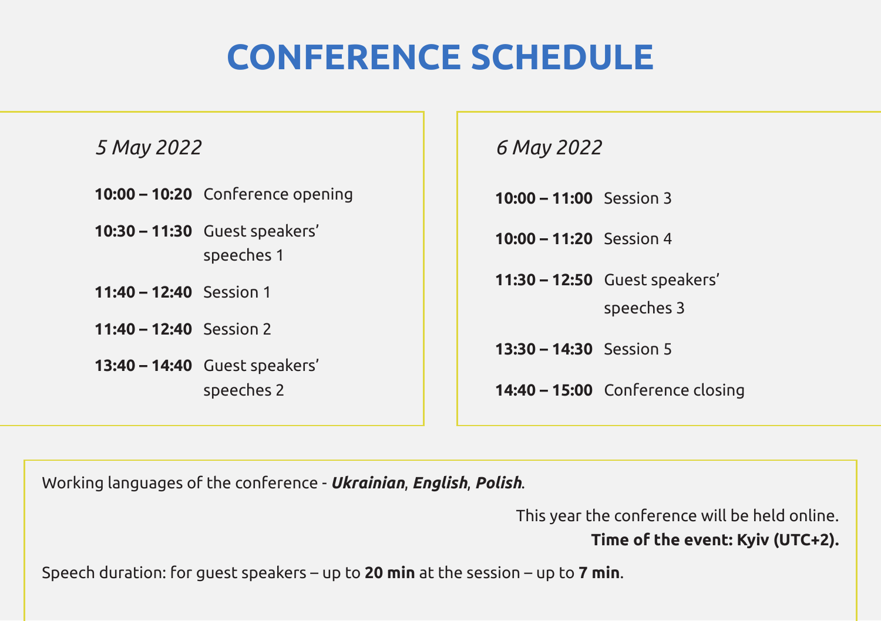# CONFERENCE SCHEDULE

*5 May 2022*

**10:00 – 10:20** Conference opening

**10:30 – 11:30** Guest speakers' speeches 1

**11:40 – 12:40** Session 1

**11:40 – 12:40** Session 2

**13:40 – 14:40** Guest speakers' speeches 2

*6 May 2022*

**10:00 – 11:00** Session 3

**10:00 – 11:20** Session 4

**11:30 – 12:50** Guest speakers' speeches 3

**13:30 – 14:30** Session 5

**14:40 – 15:00** Conference closing

Working languages of the conference - ***Ukrainian***, ***English***, ***Polish***.

This year the conference will be held online.
**Time of the event: Kyiv (UTC+2).**

Speech duration: for guest speakers – up to **20 min** at the session – up to **7 min**.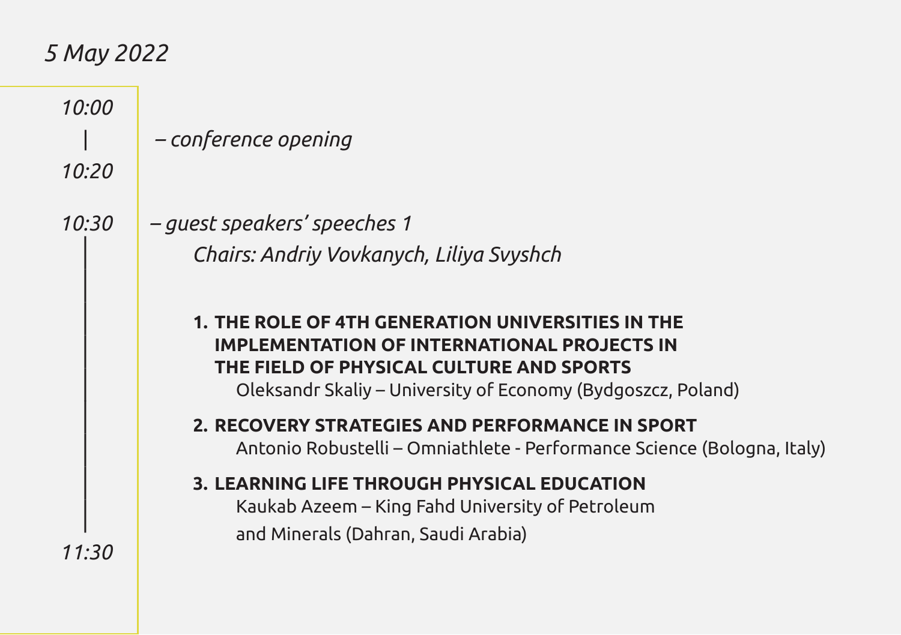*5 May 2022*

*10:00 – 10:20* – *conference opening*

*10:30 – 11:30* – *guest speakers' speeches 1*

*Chairs: Andriy Vovkanych, Liliya Svyshch*

1. **THE ROLE OF 4TH GENERATION UNIVERSITIES IN THE IMPLEMENTATION OF INTERNATIONAL PROJECTS IN THE FIELD OF PHYSICAL CULTURE AND SPORTS**
   Oleksandr Skaliy – University of Economy (Bydgoszcz, Poland)
2. **RECOVERY STRATEGIES AND PERFORMANCE IN SPORT**
   Antonio Robustelli – Omniathlete - Performance Science (Bologna, Italy)
3. **LEARNING LIFE THROUGH PHYSICAL EDUCATION**
   Kaukab Azeem – King Fahd University of Petroleum and Minerals (Dahran, Saudi Arabia)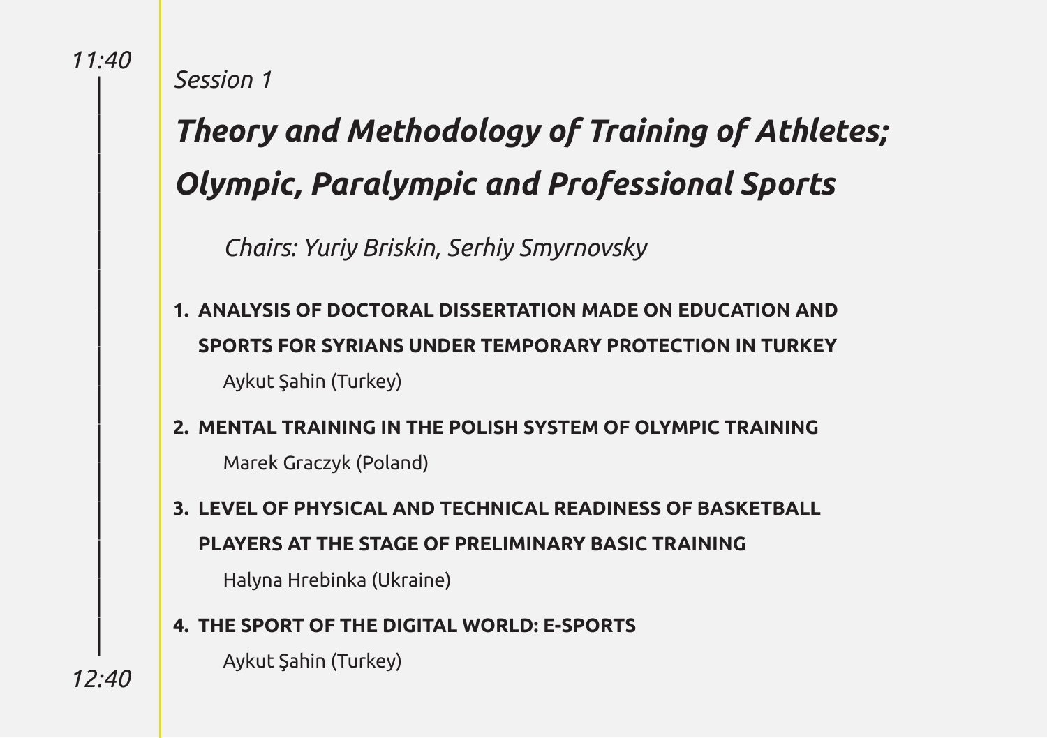*11:40*

*Session 1*

## *Theory and Methodology of Training of Athletes; Olympic, Paralympic and Professional Sports*

*Chairs: Yuriy Briskin, Serhiy Smyrnovsky*

1. **ANALYSIS OF DOCTORAL DISSERTATION MADE ON EDUCATION AND SPORTS FOR SYRIANS UNDER TEMPORARY PROTECTION IN TURKEY**
   Aykut Şahin (Turkey)
2. **MENTAL TRAINING IN THE POLISH SYSTEM OF OLYMPIC TRAINING**
   Marek Graczyk (Poland)
3. **LEVEL OF PHYSICAL AND TECHNICAL READINESS OF BASKETBALL PLAYERS AT THE STAGE OF PRELIMINARY BASIC TRAINING**
   Halyna Hrebinka (Ukraine)
4. **THE SPORT OF THE DIGITAL WORLD: E-SPORTS**
   Aykut Şahin (Turkey)

*12:40*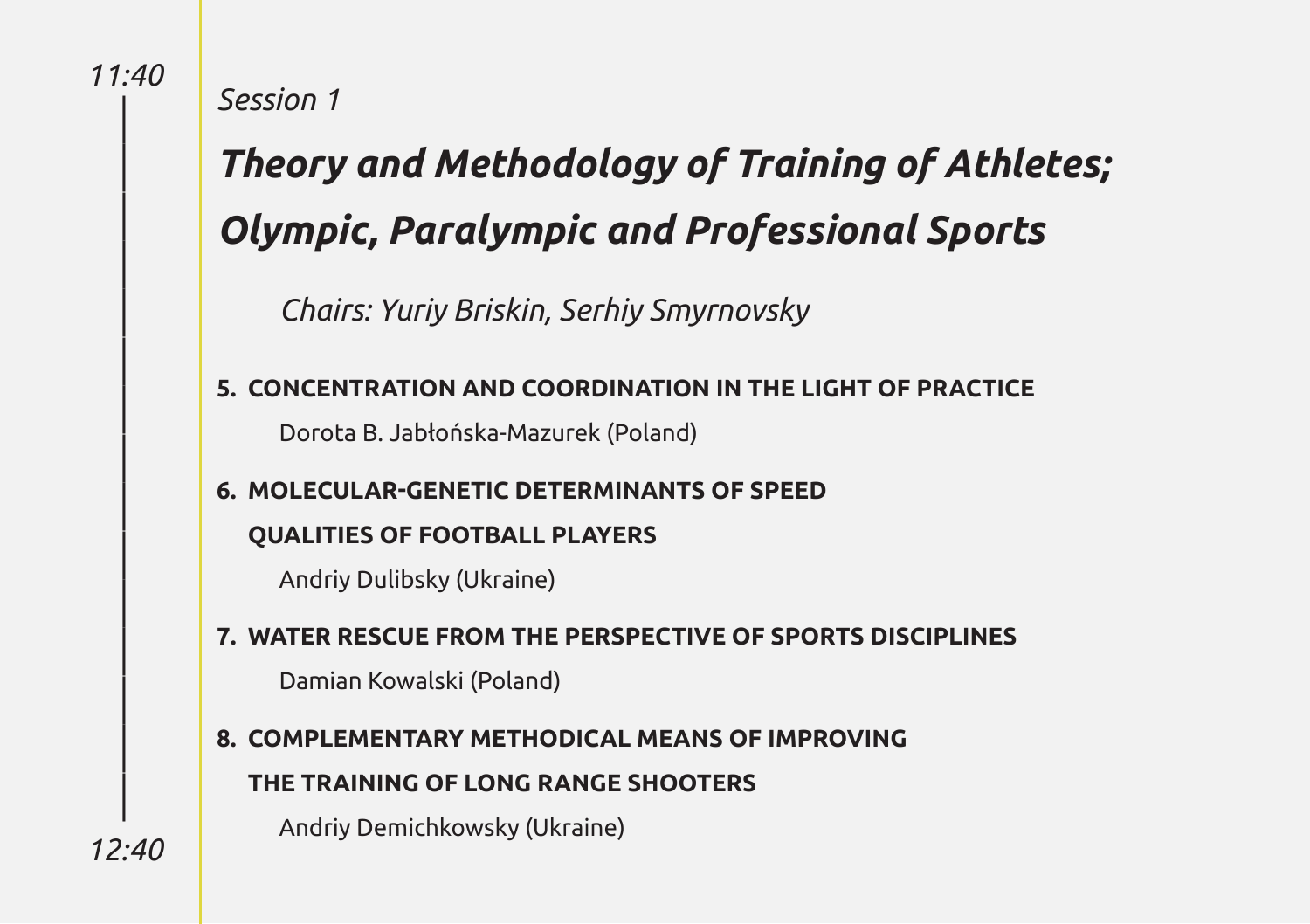*11:40*

*Session 1*

## *Theory and Methodology of Training of Athletes; Olympic, Paralympic and Professional Sports*

*Chairs: Yuriy Briskin, Serhiy Smyrnovsky*

5. **CONCENTRATION AND COORDINATION IN THE LIGHT OF PRACTICE**
   Dorota B. Jabłońska-Mazurek (Poland)

6. **MOLECULAR-GENETIC DETERMINANTS OF SPEED QUALITIES OF FOOTBALL PLAYERS**
   Andriy Dulibsky (Ukraine)

7. **WATER RESCUE FROM THE PERSPECTIVE OF SPORTS DISCIPLINES**
   Damian Kowalski (Poland)

8. **COMPLEMENTARY METHODICAL MEANS OF IMPROVING THE TRAINING OF LONG RANGE SHOOTERS**
   Andriy Demichkowsky (Ukraine)

*12:40*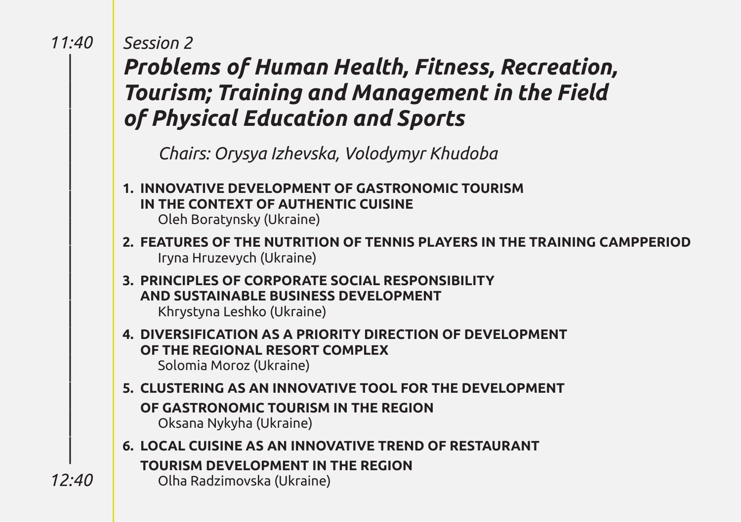*11:40*

*Session 2*

## *Problems of Human Health, Fitness, Recreation, Tourism; Training and Management in the Field of Physical Education and Sports*

*Chairs: Orysya Izhevska, Volodymyr Khudoba*

1. **INNOVATIVE DEVELOPMENT OF GASTRONOMIC TOURISM IN THE CONTEXT OF AUTHENTIC CUISINE**
   Oleh Boratynsky (Ukraine)
2. **FEATURES OF THE NUTRITION OF TENNIS PLAYERS IN THE TRAINING CAMPPERIOD**
   Iryna Hruzevych (Ukraine)
3. **PRINCIPLES OF CORPORATE SOCIAL RESPONSIBILITY AND SUSTAINABLE BUSINESS DEVELOPMENT**
   Khrystyna Leshko (Ukraine)
4. **DIVERSIFICATION AS A PRIORITY DIRECTION OF DEVELOPMENT OF THE REGIONAL RESORT COMPLEX**
   Solomia Moroz (Ukraine)
5. **CLUSTERING AS AN INNOVATIVE TOOL FOR THE DEVELOPMENT OF GASTRONOMIC TOURISM IN THE REGION**
   Oksana Nykyha (Ukraine)
6. **LOCAL CUISINE AS AN INNOVATIVE TREND OF RESTAURANT TOURISM DEVELOPMENT IN THE REGION**
   Olha Radzimovska (Ukraine)

*12:40*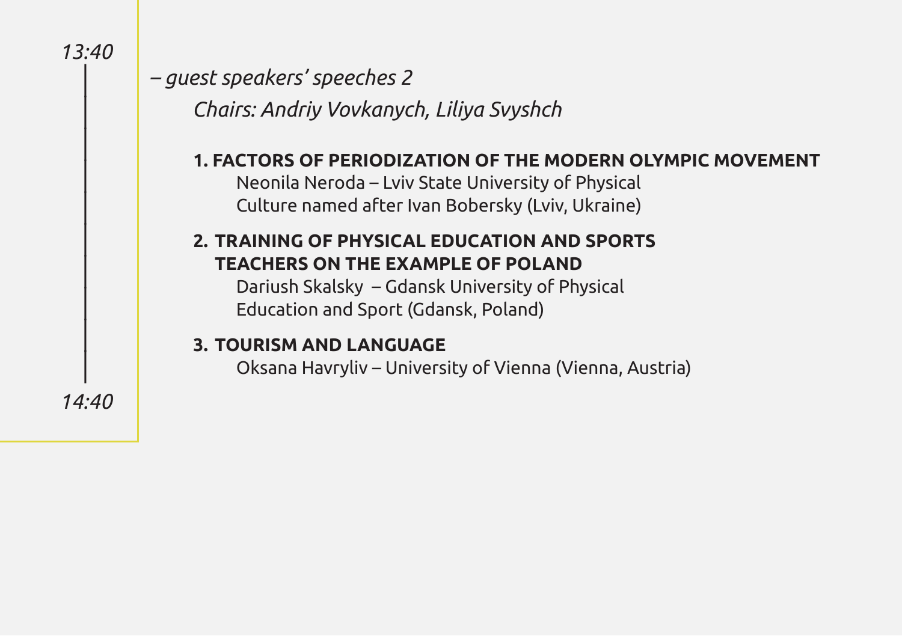*13:40*

*– guest speakers' speeches 2*

*Chairs: Andriy Vovkanych, Liliya Svyshch*

1. **FACTORS OF PERIODIZATION OF THE MODERN OLYMPIC MOVEMENT**
   Neonila Neroda – Lviv State University of Physical Culture named after Ivan Bobersky (Lviv, Ukraine)

2. **TRAINING OF PHYSICAL EDUCATION AND SPORTS TEACHERS ON THE EXAMPLE OF POLAND**
   Dariush Skalsky – Gdansk University of Physical Education and Sport (Gdansk, Poland)

3. **TOURISM AND LANGUAGE**
   Oksana Havryliv – University of Vienna (Vienna, Austria)

*14:40*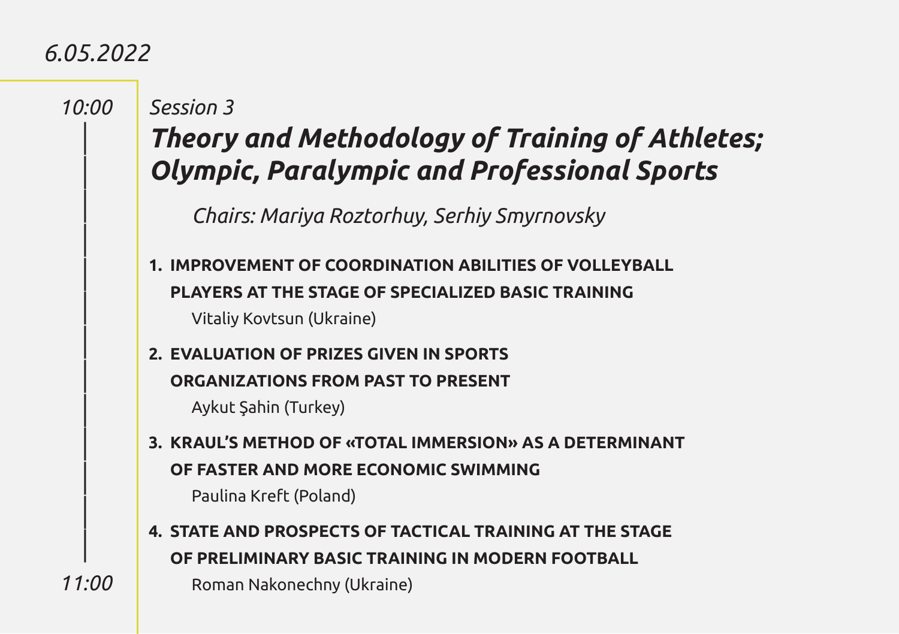*6.05.2022*

*10:00*

*Session 3*

## *Theory and Methodology of Training of Athletes; Olympic, Paralympic and Professional Sports*

*Chairs: Mariya Roztorhuy, Serhiy Smyrnovsky*

1. **IMPROVEMENT OF COORDINATION ABILITIES OF VOLLEYBALL PLAYERS AT THE STAGE OF SPECIALIZED BASIC TRAINING**
   Vitaliy Kovtsun (Ukraine)
2. **EVALUATION OF PRIZES GIVEN IN SPORTS ORGANIZATIONS FROM PAST TO PRESENT**
   Aykut Şahin (Turkey)
3. **KRAUL'S METHOD OF «TOTAL IMMERSION» AS A DETERMINANT OF FASTER AND MORE ECONOMIC SWIMMING**
   Paulina Kreft (Poland)
4. **STATE AND PROSPECTS OF TACTICAL TRAINING AT THE STAGE OF PRELIMINARY BASIC TRAINING IN MODERN FOOTBALL**
   Roman Nakonechny (Ukraine)

*11:00*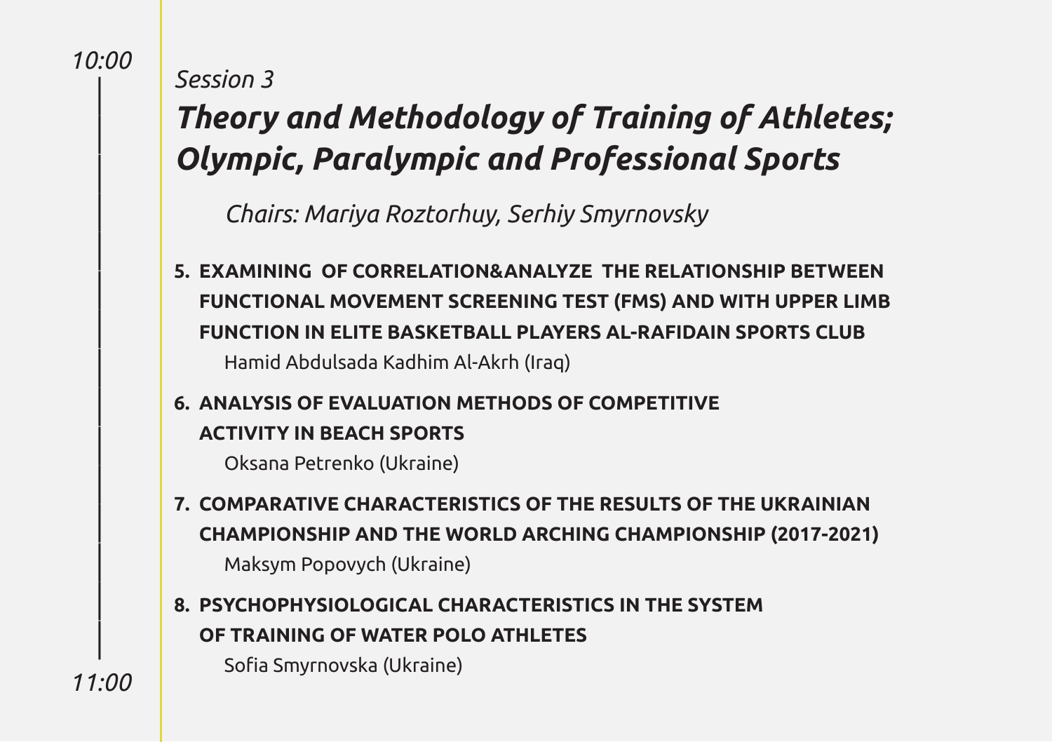*10:00*

*Session 3*

## *Theory and Methodology of Training of Athletes; Olympic, Paralympic and Professional Sports*

*Chairs: Mariya Roztorhuy, Serhiy Smyrnovsky*

5. **EXAMINING OF CORRELATION&ANALYZE THE RELATIONSHIP BETWEEN FUNCTIONAL MOVEMENT SCREENING TEST (FMS) AND WITH UPPER LIMB FUNCTION IN ELITE BASKETBALL PLAYERS AL-RAFIDAIN SPORTS CLUB**
   Hamid Abdulsada Kadhim Al-Akrh (Iraq)

6. **ANALYSIS OF EVALUATION METHODS OF COMPETITIVE ACTIVITY IN BEACH SPORTS**
   Oksana Petrenko (Ukraine)

7. **COMPARATIVE CHARACTERISTICS OF THE RESULTS OF THE UKRAINIAN CHAMPIONSHIP AND THE WORLD ARCHING CHAMPIONSHIP (2017-2021)**
   Maksym Popovych (Ukraine)

8. **PSYCHOPHYSIOLOGICAL CHARACTERISTICS IN THE SYSTEM OF TRAINING OF WATER POLO ATHLETES**
   Sofia Smyrnovska (Ukraine)

*11:00*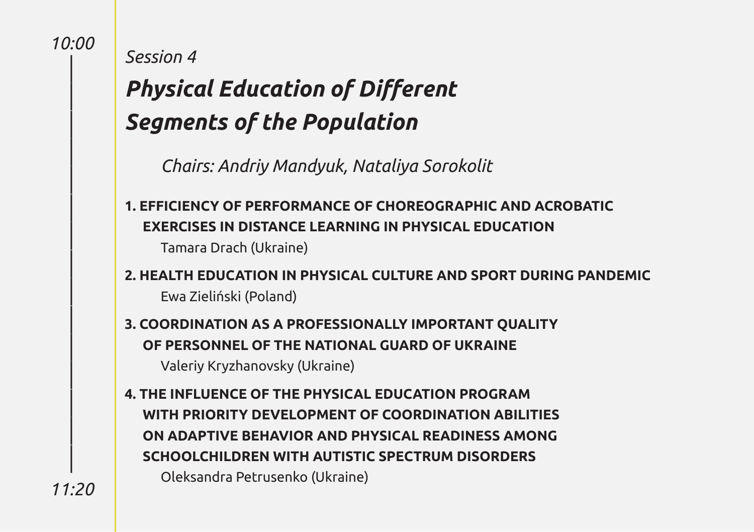*10:00*

*Session 4*

## *Physical Education of Different Segments of the Population*

*Chairs: Andriy Mandyuk, Nataliya Sorokolit*

**1. EFFICIENCY OF PERFORMANCE OF CHOREOGRAPHIC AND ACROBATIC EXERCISES IN DISTANCE LEARNING IN PHYSICAL EDUCATION**
Tamara Drach (Ukraine)

**2. HEALTH EDUCATION IN PHYSICAL CULTURE AND SPORT DURING PANDEMIC**
Ewa Zieliński (Poland)

**3. COORDINATION AS A PROFESSIONALLY IMPORTANT QUALITY OF PERSONNEL OF THE NATIONAL GUARD OF UKRAINE**
Valeriy Kryzhanovsky (Ukraine)

**4. THE INFLUENCE OF THE PHYSICAL EDUCATION PROGRAM WITH PRIORITY DEVELOPMENT OF COORDINATION ABILITIES ON ADAPTIVE BEHAVIOR AND PHYSICAL READINESS AMONG SCHOOLCHILDREN WITH AUTISTIC SPECTRUM DISORDERS**
Oleksandra Petrusenko (Ukraine)

*11:20*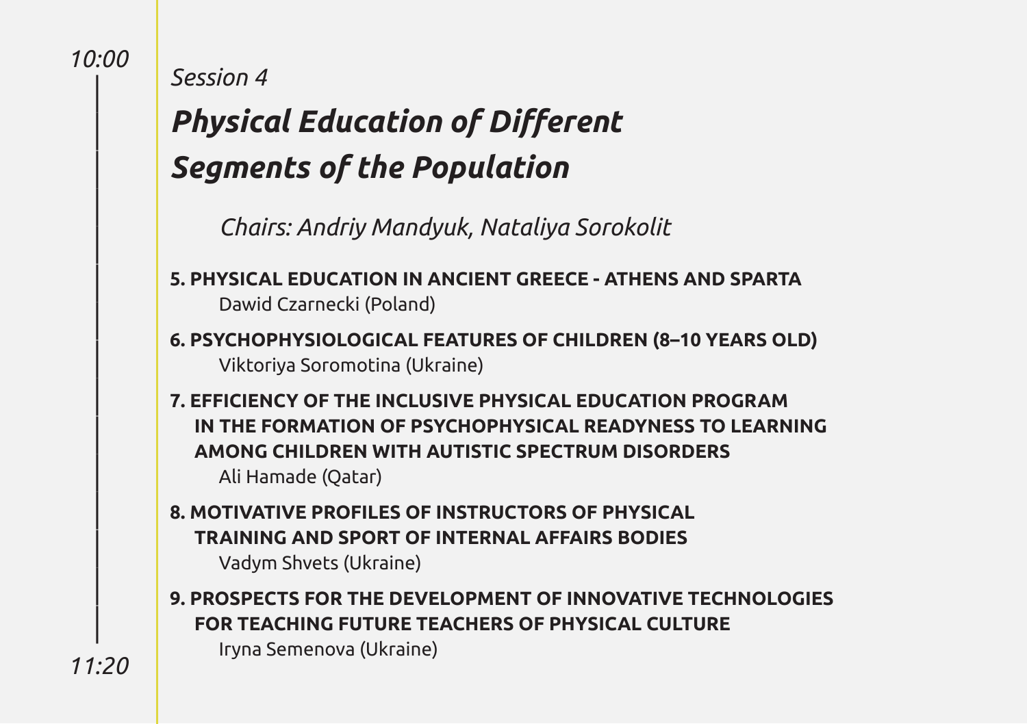*10:00*

*Session 4*

## *Physical Education of Different Segments of the Population*

*Chairs: Andriy Mandyuk, Nataliya Sorokolit*

**5. PHYSICAL EDUCATION IN ANCIENT GREECE - ATHENS AND SPARTA**
Dawid Czarnecki (Poland)

**6. PSYCHOPHYSIOLOGICAL FEATURES OF CHILDREN (8–10 YEARS OLD)**
Viktoriya Soromotina (Ukraine)

**7. EFFICIENCY OF THE INCLUSIVE PHYSICAL EDUCATION PROGRAM IN THE FORMATION OF PSYCHOPHYSICAL READYNESS TO LEARNING AMONG CHILDREN WITH AUTISTIC SPECTRUM DISORDERS**
Ali Hamade (Qatar)

**8. MOTIVATIVE PROFILES OF INSTRUCTORS OF PHYSICAL TRAINING AND SPORT OF INTERNAL AFFAIRS BODIES**
Vadym Shvets (Ukraine)

**9. PROSPECTS FOR THE DEVELOPMENT OF INNOVATIVE TECHNOLOGIES FOR TEACHING FUTURE TEACHERS OF PHYSICAL CULTURE**
Iryna Semenova (Ukraine)

*11:20*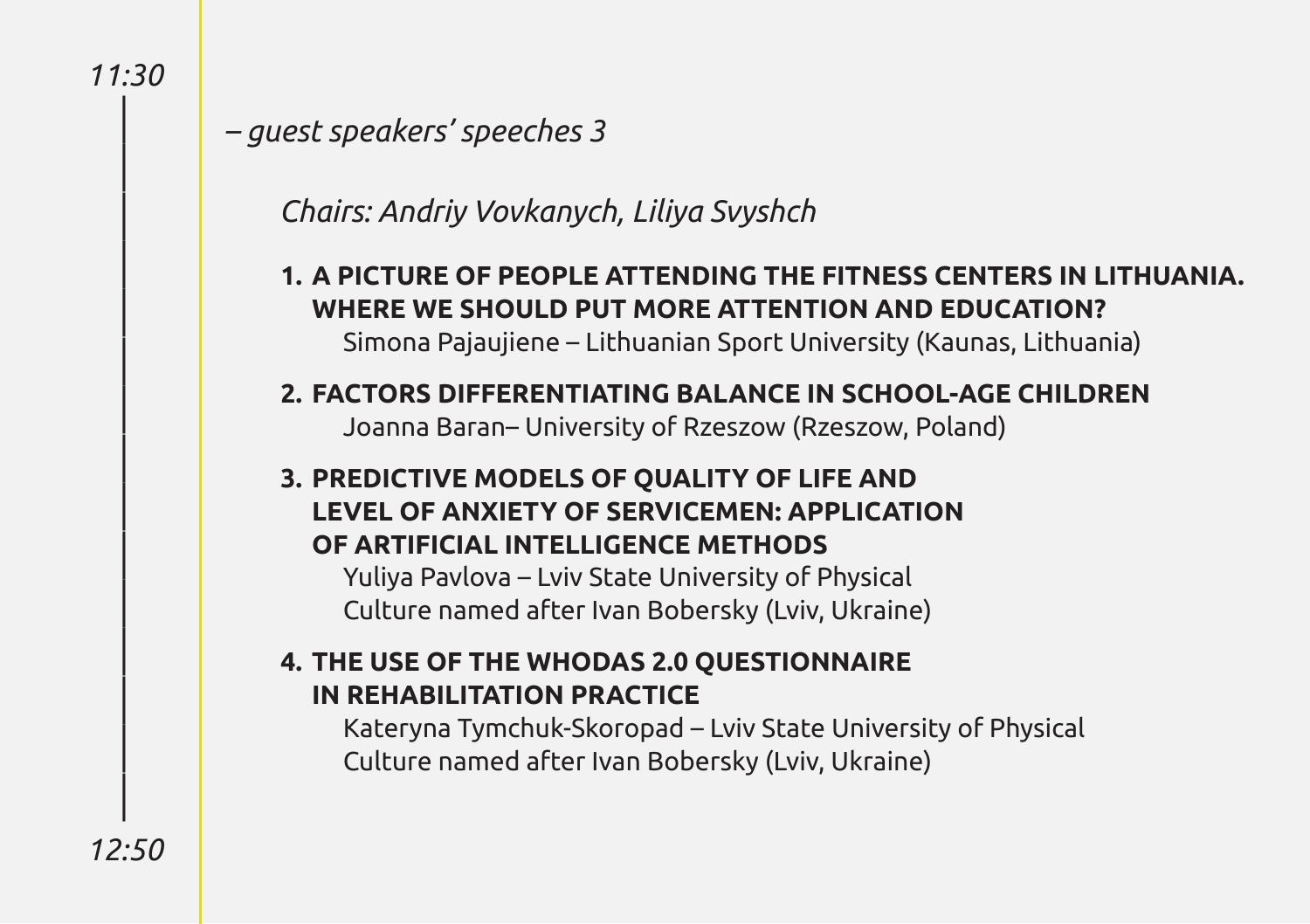*11:30*

*– guest speakers' speeches 3*

*Chairs: Andriy Vovkanych, Liliya Svyshch*

1. **A PICTURE OF PEOPLE ATTENDING THE FITNESS CENTERS IN LITHUANIA. WHERE WE SHOULD PUT MORE ATTENTION AND EDUCATION?**
   Simona Pajaujiene – Lithuanian Sport University (Kaunas, Lithuania)
2. **FACTORS DIFFERENTIATING BALANCE IN SCHOOL-AGE CHILDREN**
   Joanna Baran– University of Rzeszow (Rzeszow, Poland)
3. **PREDICTIVE MODELS OF QUALITY OF LIFE AND LEVEL OF ANXIETY OF SERVICEMEN: APPLICATION OF ARTIFICIAL INTELLIGENCE METHODS**
   Yuliya Pavlova – Lviv State University of Physical Culture named after Ivan Bobersky (Lviv, Ukraine)
4. **THE USE OF THE WHODAS 2.0 QUESTIONNAIRE IN REHABILITATION PRACTICE**
   Kateryna Tymchuk-Skoropad – Lviv State University of Physical Culture named after Ivan Bobersky (Lviv, Ukraine)

*12:50*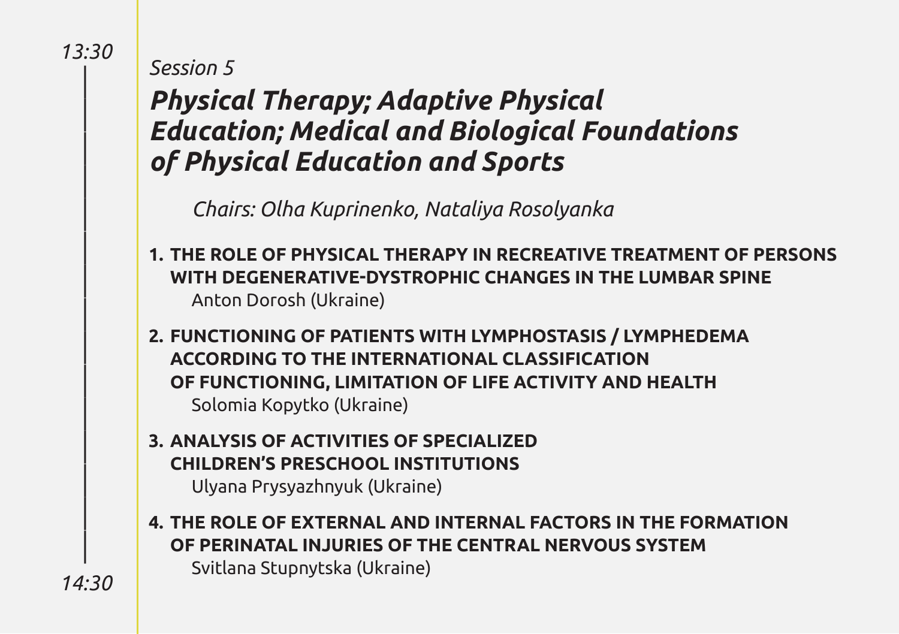*13:30*

*Session 5*

## *Physical Therapy; Adaptive Physical Education; Medical and Biological Foundations of Physical Education and Sports*

*Chairs: Olha Kuprinenko, Nataliya Rosolyanka*

1. **THE ROLE OF PHYSICAL THERAPY IN RECREATIVE TREATMENT OF PERSONS WITH DEGENERATIVE-DYSTROPHIC CHANGES IN THE LUMBAR SPINE**
   Anton Dorosh (Ukraine)
2. **FUNCTIONING OF PATIENTS WITH LYMPHOSTASIS / LYMPHEDEMA ACCORDING TO THE INTERNATIONAL CLASSIFICATION OF FUNCTIONING, LIMITATION OF LIFE ACTIVITY AND HEALTH**
   Solomia Kopytko (Ukraine)
3. **ANALYSIS OF ACTIVITIES OF SPECIALIZED CHILDREN'S PRESCHOOL INSTITUTIONS**
   Ulyana Prysyazhnyuk (Ukraine)
4. **THE ROLE OF EXTERNAL AND INTERNAL FACTORS IN THE FORMATION OF PERINATAL INJURIES OF THE CENTRAL NERVOUS SYSTEM**
   Svitlana Stupnytska (Ukraine)

*14:30*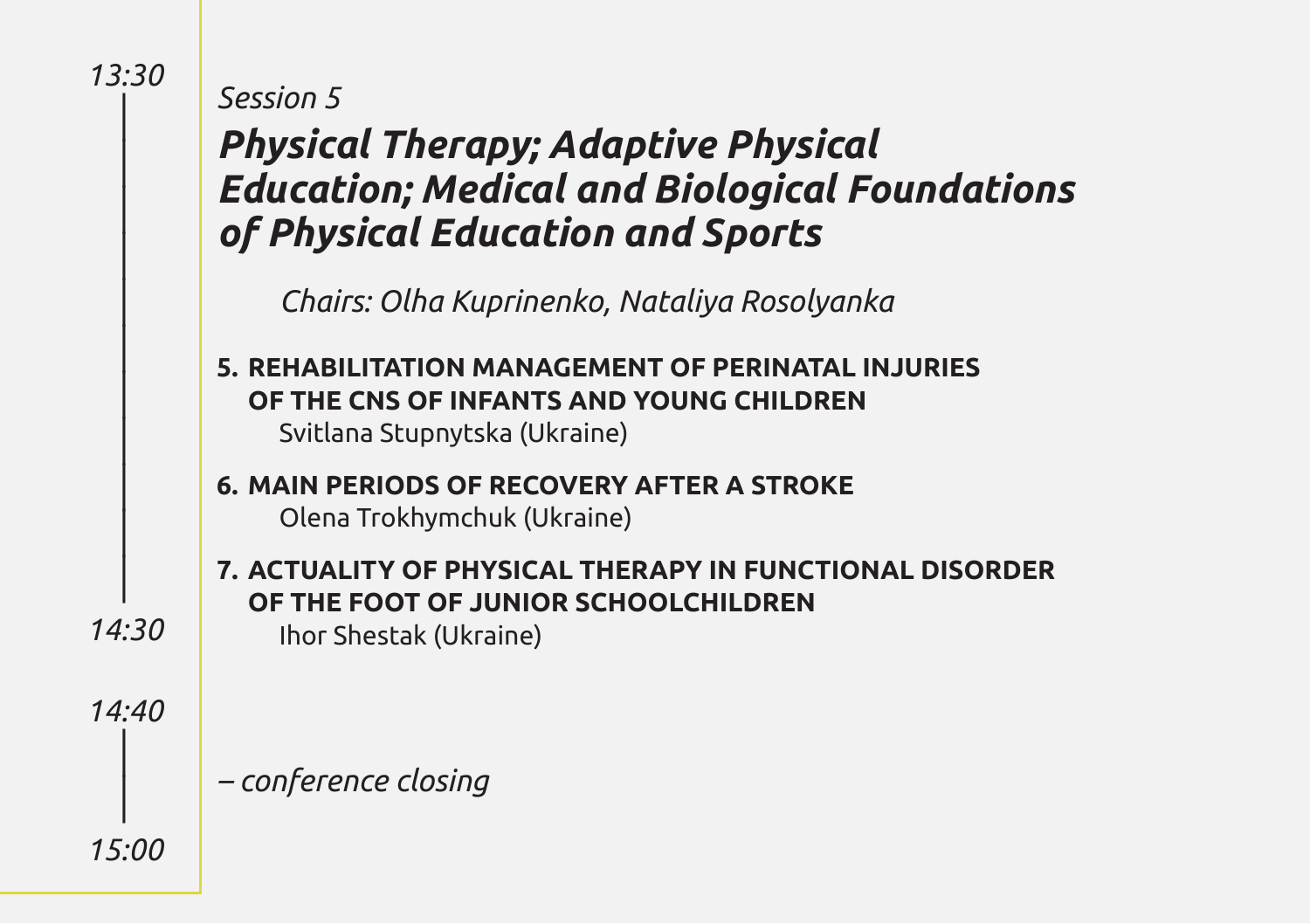*13:30*

*Session 5*

## *Physical Therapy; Adaptive Physical Education; Medical and Biological Foundations of Physical Education and Sports*

*Chairs: Olha Kuprinenko, Nataliya Rosolyanka*

5. **REHABILITATION MANAGEMENT OF PERINATAL INJURIES OF THE CNS OF INFANTS AND YOUNG CHILDREN**
   Svitlana Stupnytska (Ukraine)

6. **MAIN PERIODS OF RECOVERY AFTER A STROKE**
   Olena Trokhymchuk (Ukraine)

7. **ACTUALITY OF PHYSICAL THERAPY IN FUNCTIONAL DISORDER OF THE FOOT OF JUNIOR SCHOOLCHILDREN**
   Ihor Shestak (Ukraine)

*14:30*

*14:40*

*– conference closing*

*15:00*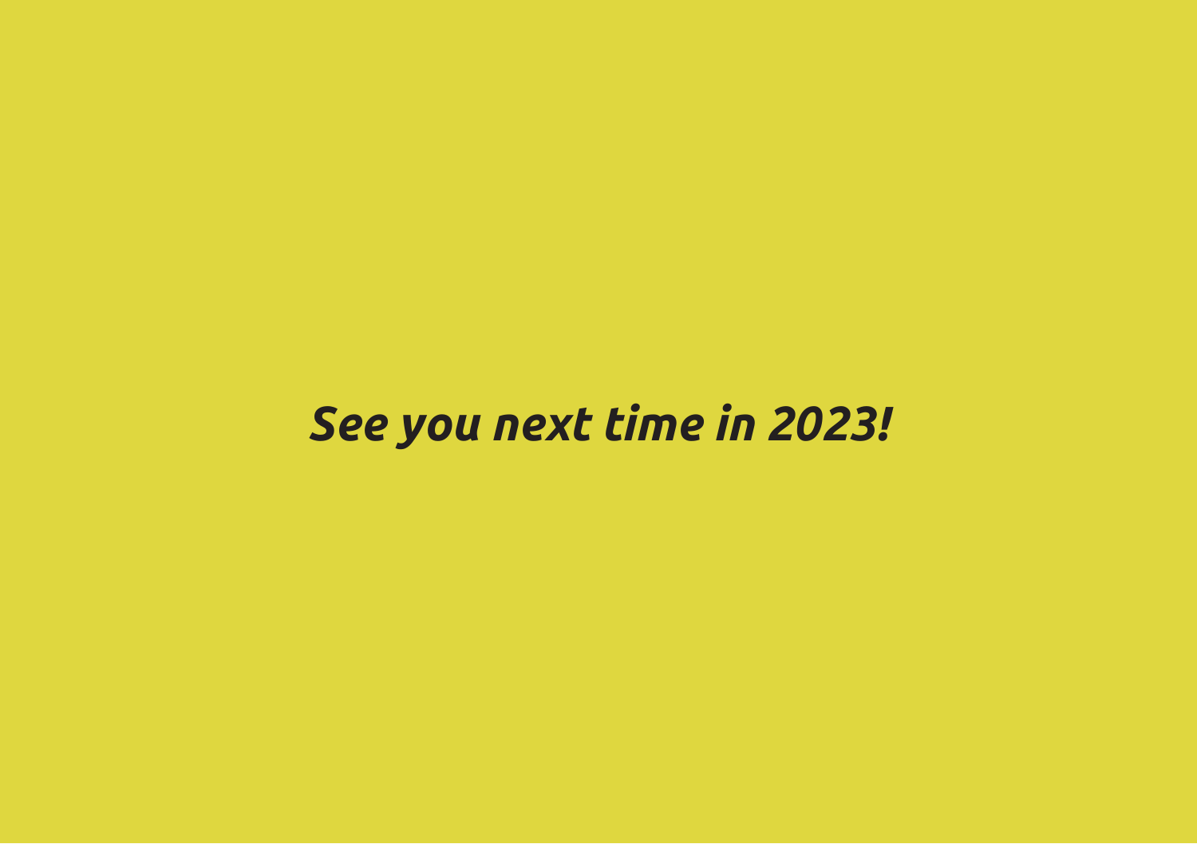***See you next time in 2023!***